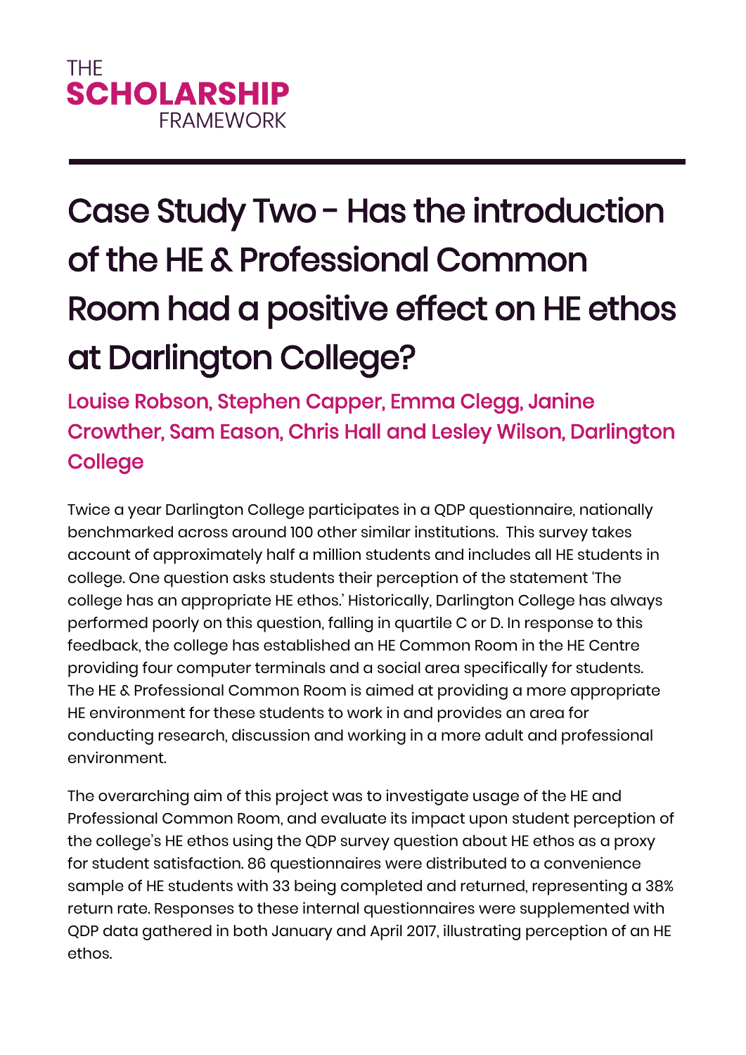THE **SCHOLARSHIP** FRAMEWORK

# Case Study Two - Has the introduction of the HE & Professional Common Room had a positive effect on HE ethos at Darlington College?

**Louise Robson, Stephen Capper, Emma Clegg, Janine Crowther, Sam Eason, Chris Hall and Lesley Wilson, Darlington College**

Twice a year Darlington College participates in a QDP questionnaire, nationally benchmarked across around 100 other similar institutions. This survey takes account of approximately half a million students and includes all HE students in college. One question asks students their perception of the statement 'The college has an appropriate HE ethos.' Historically, Darlington College has always performed poorly on this question, falling in quartile C or D. In response to this feedback, the college has established an HE Common Room in the HE Centre providing four computer terminals and a social area specifically for students. The HE & Professional Common Room is aimed at providing a more appropriate HE environment for these students to work in and provides an area for conducting research, discussion and working in a more adult and professional environment.

The overarching aim of this project was to investigate usage of the HE and Professional Common Room, and evaluate its impact upon student perception of the college's HE ethos using the QDP survey question about HE ethos as a proxy for student satisfaction. 86 questionnaires were distributed to a convenience sample of HE students with 33 being completed and returned, representing a 38% return rate. Responses to these internal questionnaires were supplemented with QDP data gathered in both January and April 2017, illustrating perception of an HE ethos.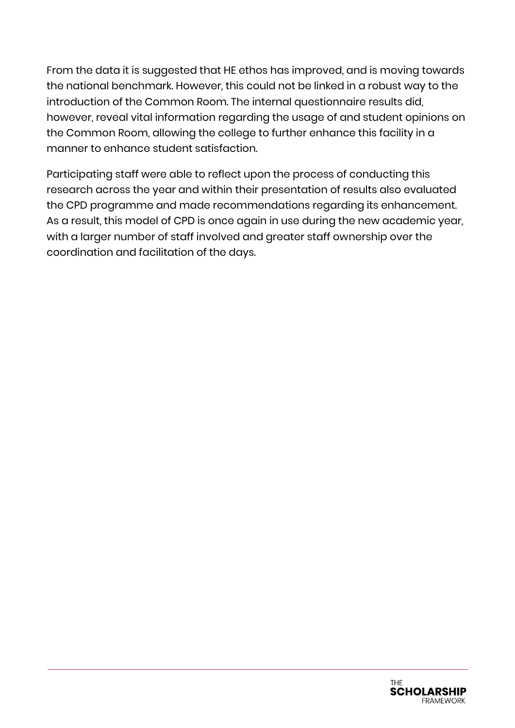From the data it is suggested that HE ethos has improved, and is moving towards the national benchmark. However, this could not be linked in a robust way to the introduction of the Common Room. The internal questionnaire results did, however, reveal vital information regarding the usage of and student opinions on the Common Room, allowing the college to further enhance this facility in a manner to enhance student satisfaction.

Participating staff were able to reflect upon the process of conducting this research across the year and within their presentation of results also evaluated the CPD programme and made recommendations regarding its enhancement. As a result, this model of CPD is once again in use during the new academic year, with a larger number of staff involved and greater staff ownership over the coordination and facilitation of the days.